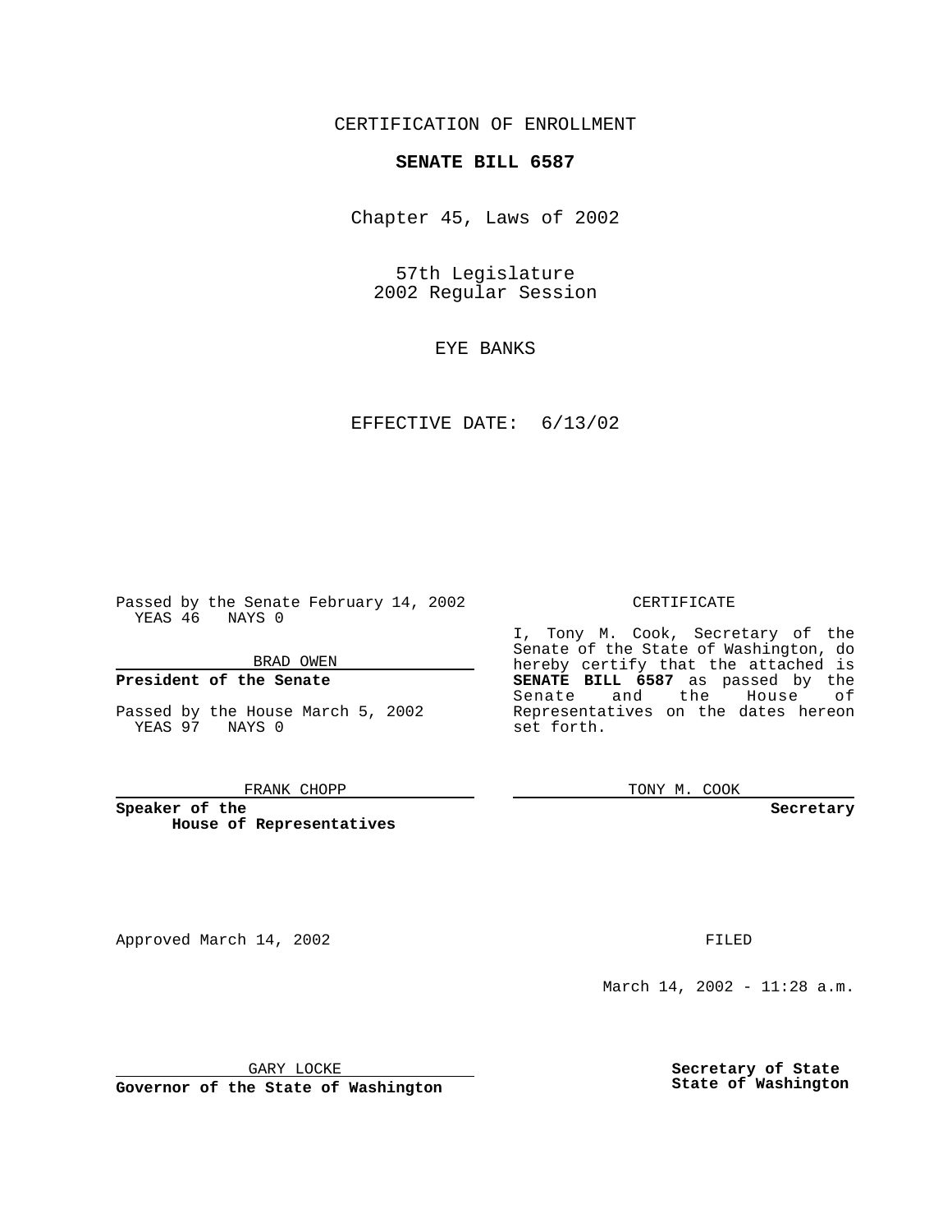CERTIFICATION OF ENROLLMENT

**SENATE BILL 6587**

Chapter 45, Laws of 2002

57th Legislature
2002 Regular Session

EYE BANKS

EFFECTIVE DATE: 6/13/02

Passed by the Senate February 14, 2002
YEAS 46 NAYS 0

BRAD OWEN

**President of the Senate**

Passed by the House March 5, 2002
YEAS 97 NAYS 0

FRANK CHOPP

**Speaker of the House of Representatives**

CERTIFICATE

I, Tony M. Cook, Secretary of the Senate of the State of Washington, do hereby certify that the attached is **SENATE BILL 6587** as passed by the Senate and the House of Representatives on the dates hereon set forth.

TONY M. COOK

**Secretary**

Approved March 14, 2002

GARY LOCKE

**Governor of the State of Washington**

FILED

March 14, 2002 - 11:28 a.m.

**Secretary of State**
**State of Washington**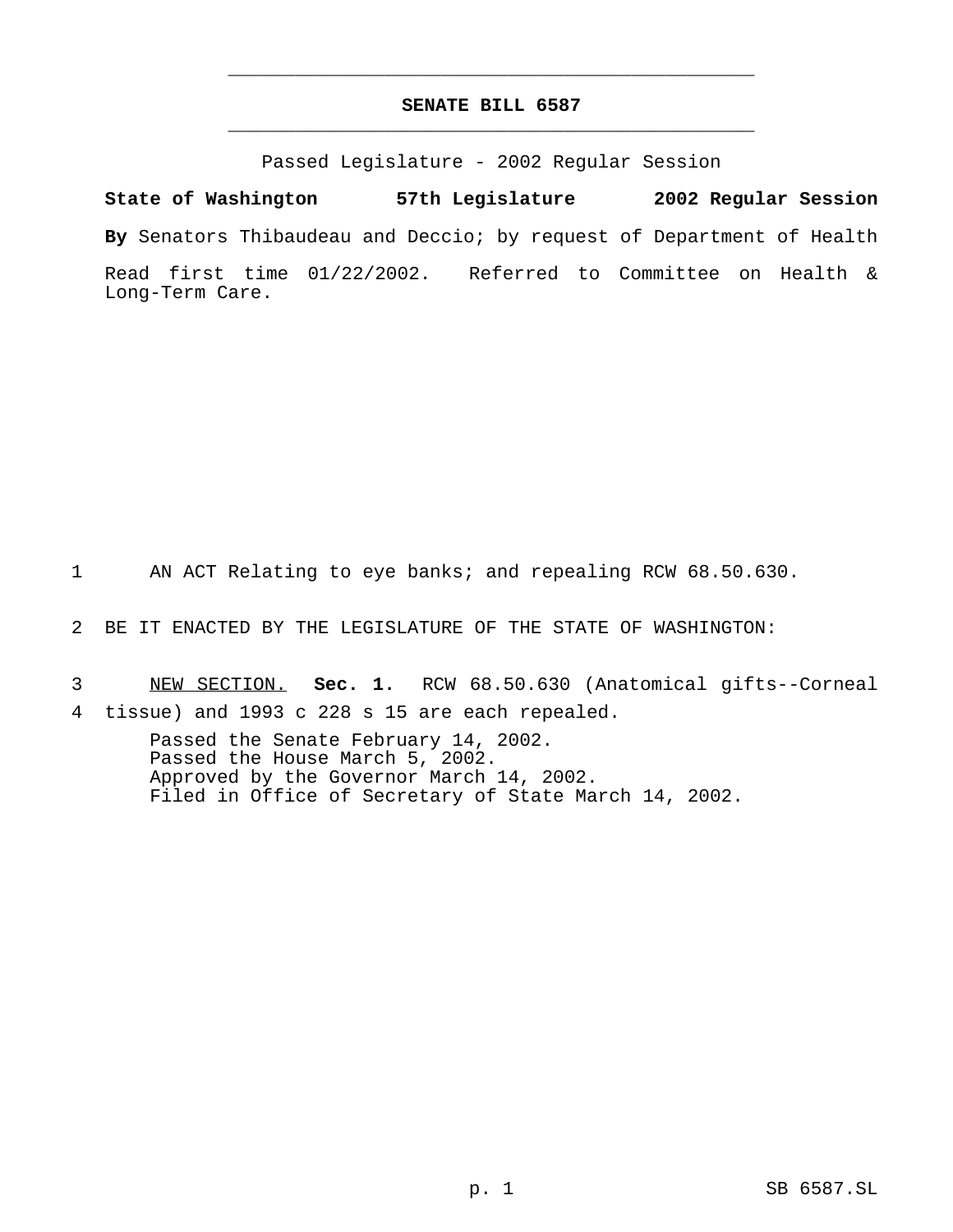# SENATE BILL 6587

Passed Legislature - 2002 Regular Session

**State of Washington 57th Legislature 2002 Regular Session**

**By** Senators Thibaudeau and Deccio; by request of Department of Health

Read first time 01/22/2002. Referred to Committee on Health & Long-Term Care.

1 AN ACT Relating to eye banks; and repealing RCW 68.50.630.

2 BE IT ENACTED BY THE LEGISLATURE OF THE STATE OF WASHINGTON:

3 NEW SECTION. **Sec. 1.** RCW 68.50.630 (Anatomical gifts--Corneal

4 tissue) and 1993 c 228 s 15 are each repealed.

Passed the Senate February 14, 2002.
Passed the House March 5, 2002.
Approved by the Governor March 14, 2002.
Filed in Office of Secretary of State March 14, 2002.